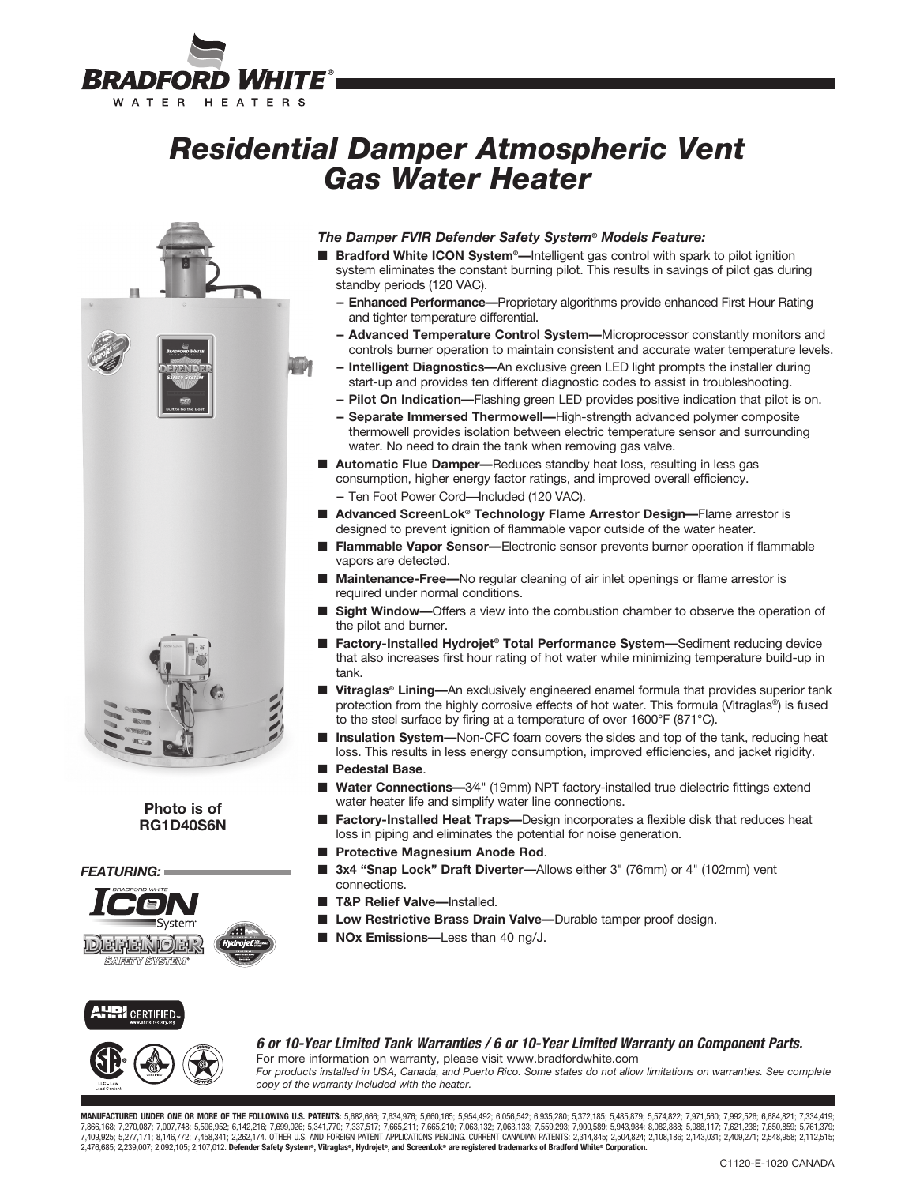# Residential Damper Atmospheric Vent Gas Water Heater

Photo is of RG1D40S6N

*FEATURING:*

***The Damper FVIR Defender Safety System® Models Feature:***

- **Bradford White ICON System®—**Intelligent gas control with spark to pilot ignition system eliminates the constant burning pilot. This results in savings of pilot gas during standby periods (120 VAC).
  - **Enhanced Performance—**Proprietary algorithms provide enhanced First Hour Rating and tighter temperature differential.
  - **Advanced Temperature Control System—**Microprocessor constantly monitors and controls burner operation to maintain consistent and accurate water temperature levels.
  - **Intelligent Diagnostics—**An exclusive green LED light prompts the installer during start-up and provides ten different diagnostic codes to assist in troubleshooting.
  - **Pilot On Indication—**Flashing green LED provides positive indication that pilot is on.
  - **Separate Immersed Thermowell—**High-strength advanced polymer composite thermowell provides isolation between electric temperature sensor and surrounding water. No need to drain the tank when removing gas valve.
- **Automatic Flue Damper—**Reduces standby heat loss, resulting in less gas consumption, higher energy factor ratings, and improved overall efficiency.
  - Ten Foot Power Cord—Included (120 VAC).
- **Advanced ScreenLok® Technology Flame Arrestor Design—**Flame arrestor is designed to prevent ignition of flammable vapor outside of the water heater.
- **Flammable Vapor Sensor—**Electronic sensor prevents burner operation if flammable vapors are detected.
- **Maintenance-Free—**No regular cleaning of air inlet openings or flame arrestor is required under normal conditions.
- **Sight Window—**Offers a view into the combustion chamber to observe the operation of the pilot and burner.
- **Factory-Installed Hydrojet® Total Performance System—**Sediment reducing device that also increases first hour rating of hot water while minimizing temperature build-up in tank.
- **Vitraglas® Lining—**An exclusively engineered enamel formula that provides superior tank protection from the highly corrosive effects of hot water. This formula (Vitraglas®) is fused to the steel surface by firing at a temperature of over 1600°F (871°C).
- **Insulation System—**Non-CFC foam covers the sides and top of the tank, reducing heat loss. This results in less energy consumption, improved efficiencies, and jacket rigidity.
- **Pedestal Base**.
- **Water Connections—**3⁄4" (19mm) NPT factory-installed true dielectric fittings extend water heater life and simplify water line connections.
- **Factory-Installed Heat Traps—**Design incorporates a flexible disk that reduces heat loss in piping and eliminates the potential for noise generation.
- **Protective Magnesium Anode Rod**.
- **3x4 "Snap Lock" Draft Diverter—**Allows either 3" (76mm) or 4" (102mm) vent connections.
- **T&P Relief Valve—**Installed.
- **Low Restrictive Brass Drain Valve—**Durable tamper proof design.
- **NOx Emissions—**Less than 40 ng/J.

***6 or 10-Year Limited Tank Warranties / 6 or 10-Year Limited Warranty on Component Parts.***

For more information on warranty, please visit www.bradfordwhite.com

*For products installed in USA, Canada, and Puerto Rico. Some states do not allow limitations on warranties. See complete copy of the warranty included with the heater.*

**MANUFACTURED UNDER ONE OR MORE OF THE FOLLOWING U.S. PATENTS:** 5,682,666; 7,634,976; 5,660,165; 5,954,492; 6,056,542; 6,935,280; 5,372,185; 5,485,879; 5,574,822; 7,971,560; 7,992,526; 6,684,821; 7,334,419; 7,866,168; 7,270,087; 7,007,748; 5,596,952; 6,142,216; 7,699,026; 5,341,770; 7,337,517; 7,665,211; 7,665,210; 7,063,132; 7,063,133; 7,559,293; 7,900,589; 5,943,984; 8,082,888; 5,988,117; 7,621,238; 7,650,859; 5,761,379; 7,409,925; 5,277,171; 8,146,772; 7,458,341; 2,262,174. OTHER U.S. AND FOREIGN PATENT APPLICATIONS PENDING. CURRENT CANADIAN PATENTS: 2,314,845; 2,504,824; 2,108,186; 2,143,031; 2,409,271; 2,548,958; 2,112,515; 2,476,685; 2,239,007; 2,092,105; 2,107,012. **Defender Safety System®, Vitraglas®, Hydrojet®, and ScreenLok® are registered trademarks of Bradford White® Corporation.**

C1120-E-1020 CANADA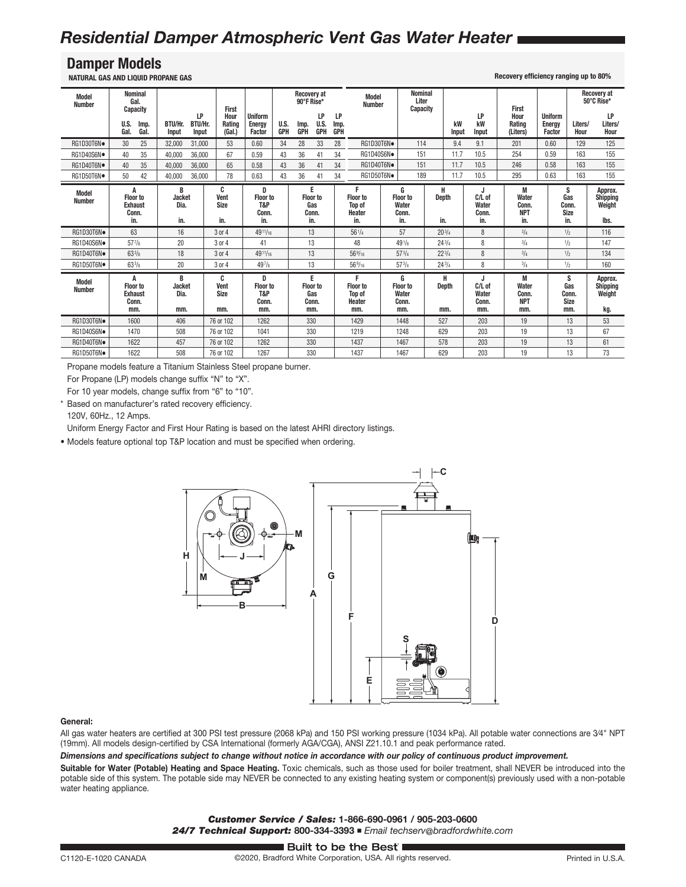# Residential Damper Atmospheric Vent Gas Water Heater

## Damper Models

**NATURAL GAS AND LIQUID PROPANE GAS**

**Recovery efficiency ranging up to 80%**

| Model Number | Nominal Gal. Capacity | | | | First Hour Rating (Gal.) | Uniform Energy Factor | Recovery at 90°F Rise* | | | |
|---|---|---|---|---|---|---|---|---|---|---|
| | U.S. Gal. | Imp. Gal. | BTU/Hr. Input | LP BTU/Hr. Input | | | U.S. GPH | Imp. GPH | LP U.S. GPH | LP Imp. GPH |
| RG1D30T6N● | 30 | 25 | 32,000 | 31,000 | 53 | 0.60 | 34 | 28 | 33 | 28 |
| RG1D40S6N● | 40 | 35 | 40,000 | 36,000 | 67 | 0.59 | 43 | 36 | 41 | 34 |
| RG1D40T6N● | 40 | 35 | 40,000 | 36,000 | 65 | 0.58 | 43 | 36 | 41 | 34 |
| RG1D50T6N● | 50 | 42 | 40,000 | 36,000 | 78 | 0.63 | 43 | 36 | 41 | 34 |

| Model Number | Nominal Liter Capacity | kW Input | LP kW Input | First Hour Rating (Liters) | Uniform Energy Factor | Recovery at 50°C Rise* Liters/Hour | LP Liters/Hour |
|---|---|---|---|---|---|---|---|
| RG1D30T6N● | 114 | 9.4 | 9.1 | 201 | 0.60 | 129 | 125 |
| RG1D40S6N● | 151 | 11.7 | 10.5 | 254 | 0.59 | 163 | 155 |
| RG1D40T6N● | 151 | 11.7 | 10.5 | 246 | 0.58 | 163 | 155 |
| RG1D50T6N● | 189 | 11.7 | 10.5 | 295 | 0.63 | 163 | 155 |

| Model Number | A Floor to Exhaust Conn. in. | B Jacket Dia. in. | C Vent Size in. | D Floor to T&P Conn. in. | E Floor to Gas Conn. in. | F Floor to Top of Heater in. | G Floor to Water Conn. in. | H Depth in. | J C/L of Water Conn. in. | M Water Conn. NPT in. | S Gas Conn. Size in. | Approx. Shipping Weight lbs. |
|---|---|---|---|---|---|---|---|---|---|---|---|---|
| RG1D30T6N● | 63 | 16 | 3 or 4 | 49 11/16 | 13 | 56 1/4 | 57 | 20 3/4 | 8 | 3/4 | 1/2 | 116 |
| RG1D40S6N● | 57 7/8 | 20 | 3 or 4 | 41 | 13 | 48 | 49 1/8 | 24 3/4 | 8 | 3/4 | 1/2 | 147 |
| RG1D40T6N● | 63 3/8 | 18 | 3 or 4 | 49 11/16 | 13 | 56 9/16 | 57 3/4 | 22 3/4 | 8 | 3/4 | 1/2 | 134 |
| RG1D50T6N● | 63 3/8 | 20 | 3 or 4 | 49 7/8 | 13 | 56 9/16 | 57 3/4 | 24 3/4 | 8 | 3/4 | 1/2 | 160 |

| Model Number | A Floor to Exhaust Conn. mm. | B Jacket Dia. mm. | C Vent Size mm. | D Floor to T&P Conn. mm. | E Floor to Gas Conn. mm. | F Floor to Top of Heater mm. | G Floor to Water Conn. mm. | H Depth mm. | J C/L of Water Conn. mm. | M Water Conn. NPT mm. | S Gas Conn. Size mm. | Approx. Shipping Weight kg. |
|---|---|---|---|---|---|---|---|---|---|---|---|---|
| RG1D30T6N● | 1600 | 406 | 76 or 102 | 1262 | 330 | 1429 | 1448 | 527 | 203 | 19 | 13 | 53 |
| RG1D40S6N● | 1470 | 508 | 76 or 102 | 1041 | 330 | 1219 | 1248 | 629 | 203 | 19 | 13 | 67 |
| RG1D40T6N● | 1622 | 457 | 76 or 102 | 1262 | 330 | 1437 | 1467 | 578 | 203 | 19 | 13 | 61 |
| RG1D50T6N● | 1622 | 508 | 76 or 102 | 1267 | 330 | 1437 | 1467 | 629 | 203 | 19 | 13 | 73 |

Propane models feature a Titanium Stainless Steel propane burner.

For Propane (LP) models change suffix "N" to "X".

For 10 year models, change suffix from "6" to "10".

\* Based on manufacturer's rated recovery efficiency.

120V, 60Hz., 12 Amps.

Uniform Energy Factor and First Hour Rating is based on the latest AHRI directory listings.

• Models feature optional top T&P location and must be specified when ordering.

C
M
H
J
M
B
G
A
F
D
S
E

**General:**

All gas water heaters are certified at 300 PSI test pressure (2068 kPa) and 150 PSI working pressure (1034 kPa). All potable water connections are 3/4" NPT (19mm). All models design-certified by CSA International (formerly AGA/CGA), ANSI Z21.10.1 and peak performance rated.

***Dimensions and specifications subject to change without notice in accordance with our policy of continuous product improvement.***

**Suitable for Water (Potable) Heating and Space Heating.** Toxic chemicals, such as those used for boiler treatment, shall NEVER be introduced into the potable side of this system. The potable side may NEVER be connected to any existing heating system or component(s) previously used with a non-potable water heating appliance.

***Customer Service / Sales:*** **1-866-690-0961 / 905-203-0600**

***24/7 Technical Support:*** **800-334-3393** ■ *Email techserv@bradfordwhite.com*

Built to be the Best

C1120-E-1020 CANADA ©2020, Bradford White Corporation, USA. All rights reserved. Printed in U.S.A.